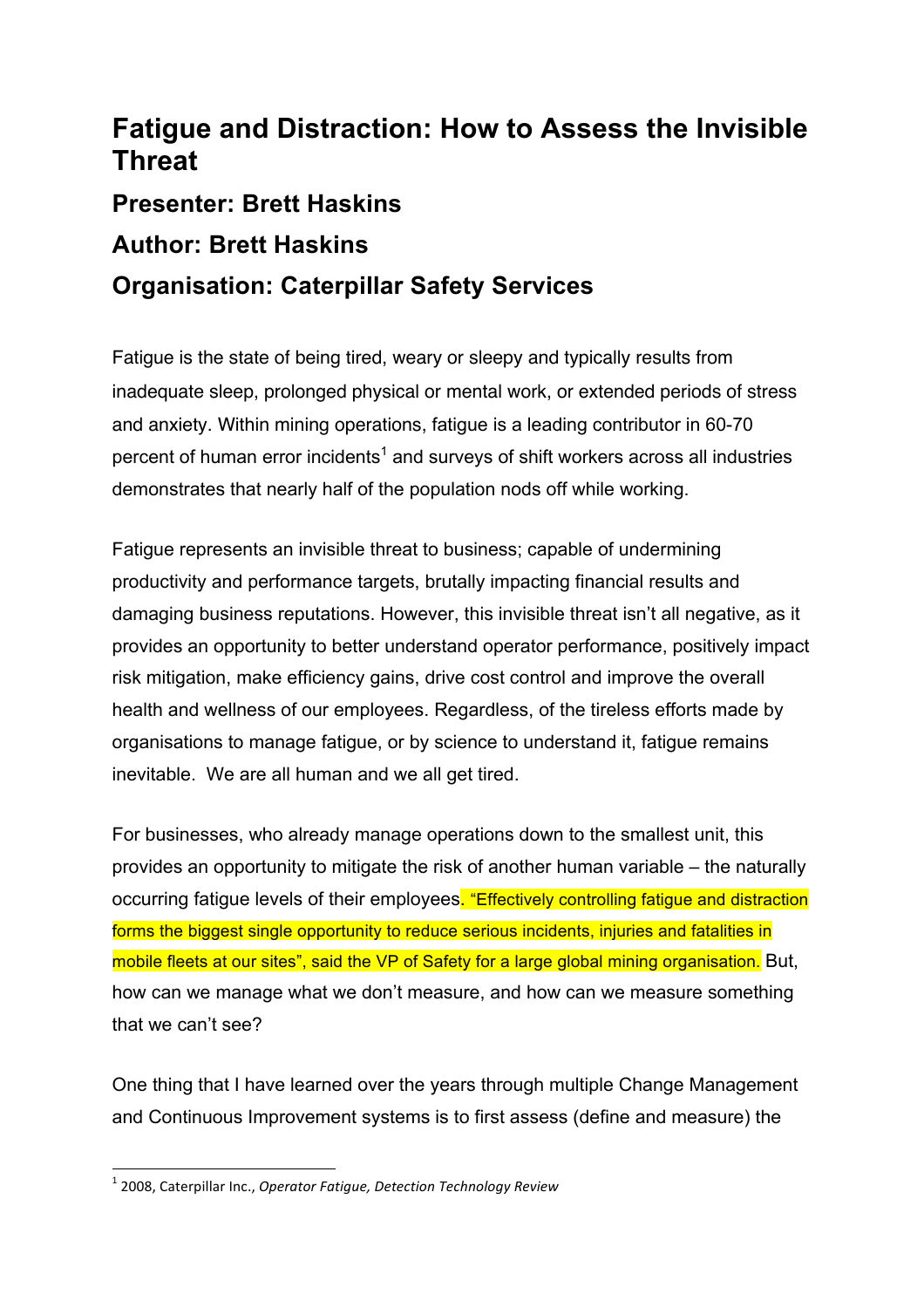# Fatigue and Distraction: How to Assess the Invisible Threat

## Presenter: Brett Haskins

## Author: Brett Haskins

## Organisation: Caterpillar Safety Services

Fatigue is the state of being tired, weary or sleepy and typically results from inadequate sleep, prolonged physical or mental work, or extended periods of stress and anxiety. Within mining operations, fatigue is a leading contributor in 60-70 percent of human error incidents[1] and surveys of shift workers across all industries demonstrates that nearly half of the population nods off while working.

Fatigue represents an invisible threat to business; capable of undermining productivity and performance targets, brutally impacting financial results and damaging business reputations. However, this invisible threat isn't all negative, as it provides an opportunity to better understand operator performance, positively impact risk mitigation, make efficiency gains, drive cost control and improve the overall health and wellness of our employees. Regardless, of the tireless efforts made by organisations to manage fatigue, or by science to understand it, fatigue remains inevitable. We are all human and we all get tired.

For businesses, who already manage operations down to the smallest unit, this provides an opportunity to mitigate the risk of another human variable – the naturally occurring fatigue levels of their employees. "Effectively controlling fatigue and distraction forms the biggest single opportunity to reduce serious incidents, injuries and fatalities in mobile fleets at our sites", said the VP of Safety for a large global mining organisation. But, how can we manage what we don't measure, and how can we measure something that we can't see?

One thing that I have learned over the years through multiple Change Management and Continuous Improvement systems is to first assess (define and measure) the

---

[1] 2008, Caterpillar Inc., *Operator Fatigue, Detection Technology Review*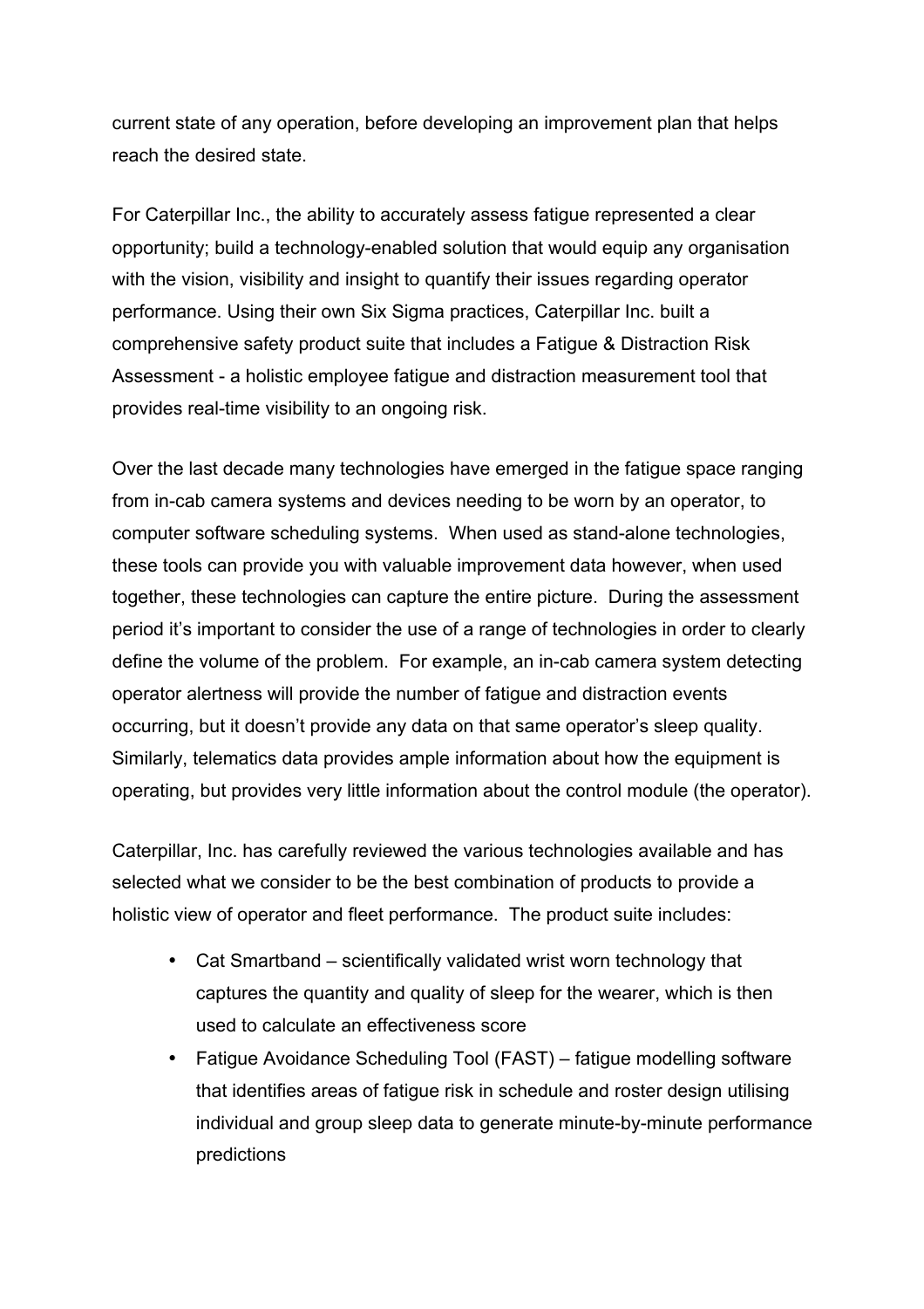current state of any operation, before developing an improvement plan that helps reach the desired state.

For Caterpillar Inc., the ability to accurately assess fatigue represented a clear opportunity; build a technology-enabled solution that would equip any organisation with the vision, visibility and insight to quantify their issues regarding operator performance. Using their own Six Sigma practices, Caterpillar Inc. built a comprehensive safety product suite that includes a Fatigue & Distraction Risk Assessment - a holistic employee fatigue and distraction measurement tool that provides real-time visibility to an ongoing risk.

Over the last decade many technologies have emerged in the fatigue space ranging from in-cab camera systems and devices needing to be worn by an operator, to computer software scheduling systems. When used as stand-alone technologies, these tools can provide you with valuable improvement data however, when used together, these technologies can capture the entire picture. During the assessment period it's important to consider the use of a range of technologies in order to clearly define the volume of the problem. For example, an in-cab camera system detecting operator alertness will provide the number of fatigue and distraction events occurring, but it doesn't provide any data on that same operator's sleep quality. Similarly, telematics data provides ample information about how the equipment is operating, but provides very little information about the control module (the operator).

Caterpillar, Inc. has carefully reviewed the various technologies available and has selected what we consider to be the best combination of products to provide a holistic view of operator and fleet performance. The product suite includes:

- Cat Smartband – scientifically validated wrist worn technology that captures the quantity and quality of sleep for the wearer, which is then used to calculate an effectiveness score
- Fatigue Avoidance Scheduling Tool (FAST) – fatigue modelling software that identifies areas of fatigue risk in schedule and roster design utilising individual and group sleep data to generate minute-by-minute performance predictions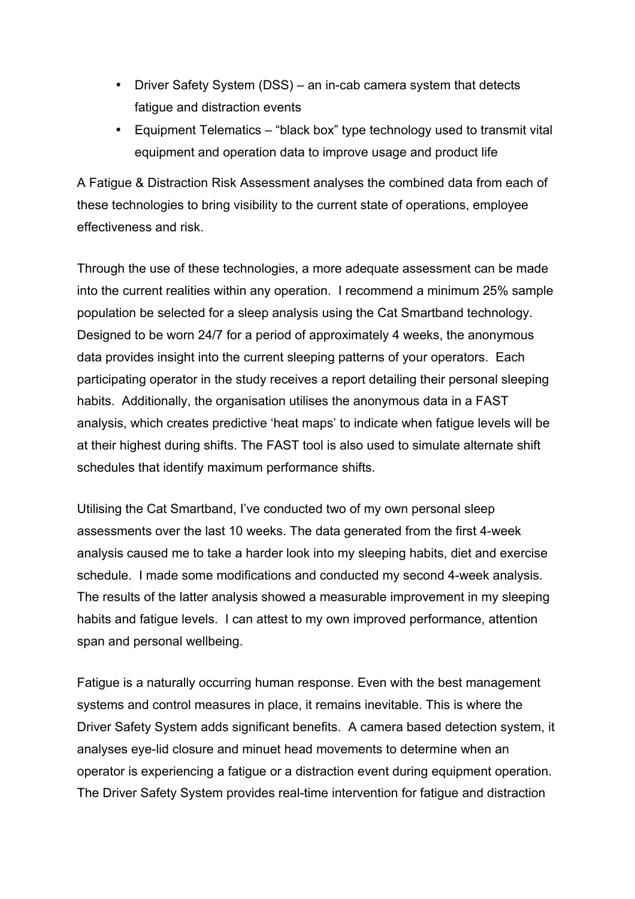- Driver Safety System (DSS) – an in-cab camera system that detects fatigue and distraction events
- Equipment Telematics – "black box" type technology used to transmit vital equipment and operation data to improve usage and product life

A Fatigue & Distraction Risk Assessment analyses the combined data from each of these technologies to bring visibility to the current state of operations, employee effectiveness and risk.

Through the use of these technologies, a more adequate assessment can be made into the current realities within any operation. I recommend a minimum 25% sample population be selected for a sleep analysis using the Cat Smartband technology. Designed to be worn 24/7 for a period of approximately 4 weeks, the anonymous data provides insight into the current sleeping patterns of your operators. Each participating operator in the study receives a report detailing their personal sleeping habits. Additionally, the organisation utilises the anonymous data in a FAST analysis, which creates predictive 'heat maps' to indicate when fatigue levels will be at their highest during shifts. The FAST tool is also used to simulate alternate shift schedules that identify maximum performance shifts.

Utilising the Cat Smartband, I've conducted two of my own personal sleep assessments over the last 10 weeks. The data generated from the first 4-week analysis caused me to take a harder look into my sleeping habits, diet and exercise schedule. I made some modifications and conducted my second 4-week analysis. The results of the latter analysis showed a measurable improvement in my sleeping habits and fatigue levels. I can attest to my own improved performance, attention span and personal wellbeing.

Fatigue is a naturally occurring human response. Even with the best management systems and control measures in place, it remains inevitable. This is where the Driver Safety System adds significant benefits. A camera based detection system, it analyses eye-lid closure and minuet head movements to determine when an operator is experiencing a fatigue or a distraction event during equipment operation. The Driver Safety System provides real-time intervention for fatigue and distraction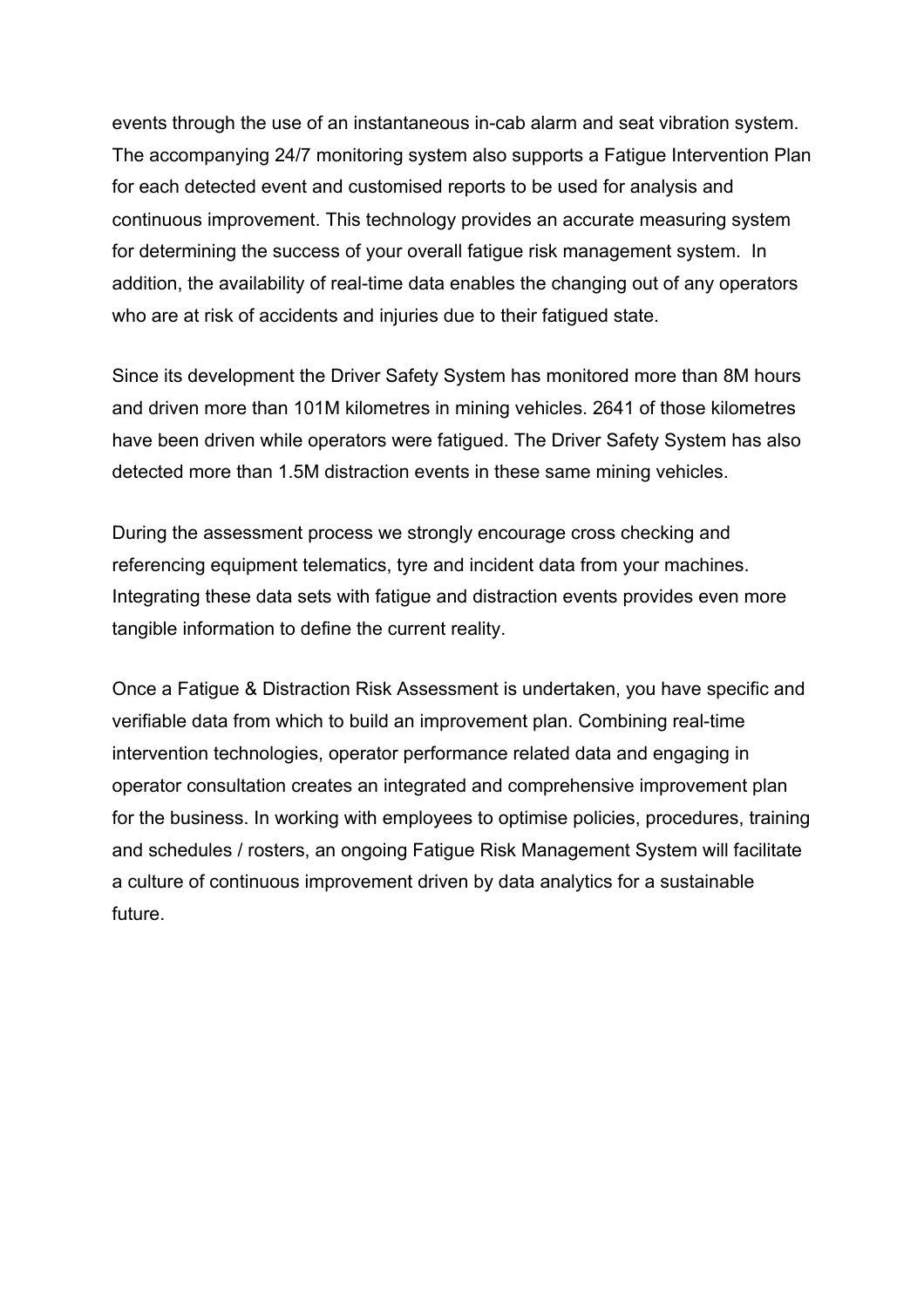events through the use of an instantaneous in-cab alarm and seat vibration system. The accompanying 24/7 monitoring system also supports a Fatigue Intervention Plan for each detected event and customised reports to be used for analysis and continuous improvement. This technology provides an accurate measuring system for determining the success of your overall fatigue risk management system. In addition, the availability of real-time data enables the changing out of any operators who are at risk of accidents and injuries due to their fatigued state.

Since its development the Driver Safety System has monitored more than 8M hours and driven more than 101M kilometres in mining vehicles. 2641 of those kilometres have been driven while operators were fatigued. The Driver Safety System has also detected more than 1.5M distraction events in these same mining vehicles.

During the assessment process we strongly encourage cross checking and referencing equipment telematics, tyre and incident data from your machines. Integrating these data sets with fatigue and distraction events provides even more tangible information to define the current reality.

Once a Fatigue & Distraction Risk Assessment is undertaken, you have specific and verifiable data from which to build an improvement plan. Combining real-time intervention technologies, operator performance related data and engaging in operator consultation creates an integrated and comprehensive improvement plan for the business. In working with employees to optimise policies, procedures, training and schedules / rosters, an ongoing Fatigue Risk Management System will facilitate a culture of continuous improvement driven by data analytics for a sustainable future.